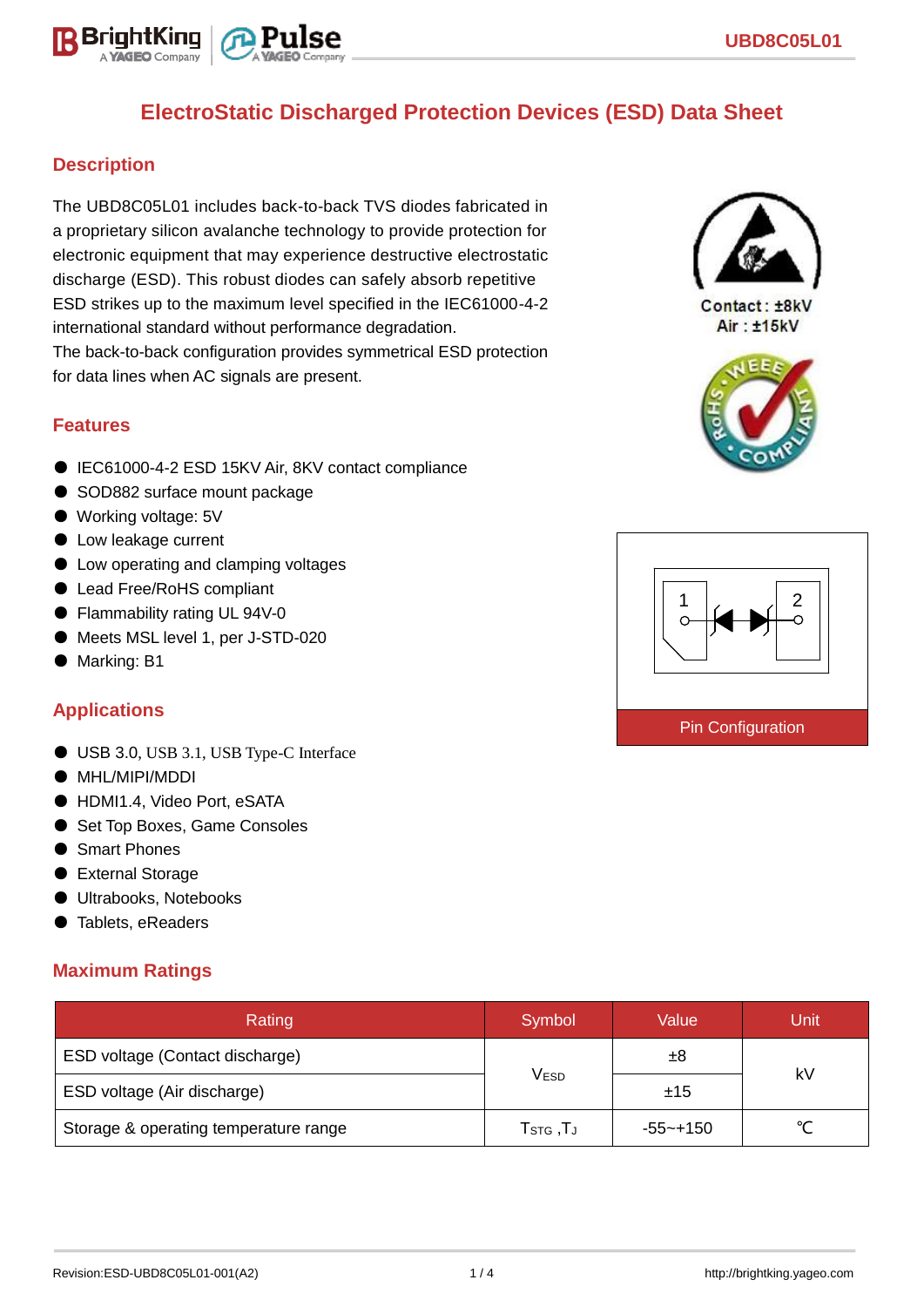# ElectroStatic Discharged Protection Devices (ESD) Data Sheet

## Description

The UBD8C05L01 includes back-to-back TVS diodes fabricated in a proprietary silicon avalanche technology to provide protection for electronic equipment that may experience destructive electrostatic discharge (ESD). This robust diodes can safely absorb repetitive ESD strikes up to the maximum level specified in the IEC61000-4-2 international standard without performance degradation.
The back-to-back configuration provides symmetrical ESD protection for data lines when AC signals are present.

Contact : ±8kV
Air : ±15kV

## Features

- IEC61000-4-2 ESD 15KV Air, 8KV contact compliance
- SOD882 surface mount package
- Working voltage: 5V
- Low leakage current
- Low operating and clamping voltages
- Lead Free/RoHS compliant
- Flammability rating UL 94V-0
- Meets MSL level 1, per J-STD-020
- Marking: B1

Pin Configuration

## Applications

- USB 3.0, USB 3.1, USB Type-C Interface
- MHL/MIPI/MDDI
- HDMI1.4, Video Port, eSATA
- Set Top Boxes, Game Consoles
- Smart Phones
- External Storage
- Ultrabooks, Notebooks
- Tablets, eReaders

## Maximum Ratings

| Rating | Symbol | Value | Unit |
|---|---|---|---|
| ESD voltage (Contact discharge) | $V_{ESD}$ | ±8 | kV |
| ESD voltage (Air discharge) | | ±15 | |
| Storage & operating temperature range | $T_{STG}$ ,$T_J$ | -55~+150 | ℃ |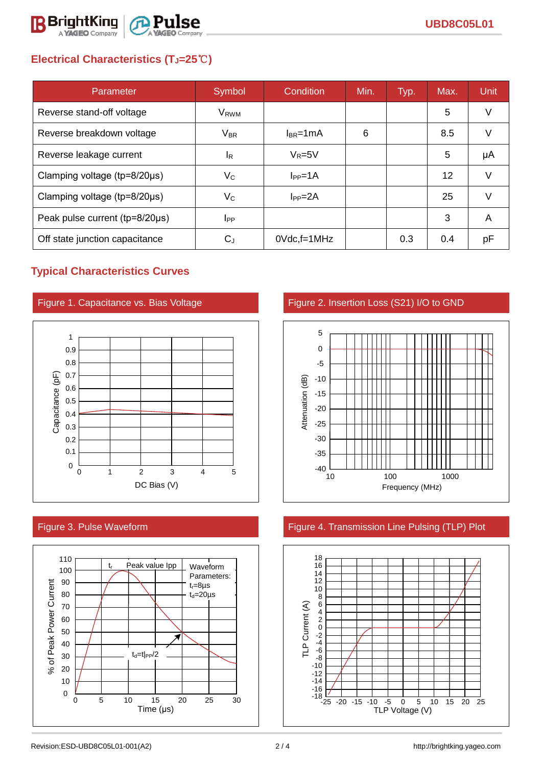## Electrical Characteristics ($T_J$=25℃)

| Parameter | Symbol | Condition | Min. | Typ. | Max. | Unit |
|---|---|---|---|---|---|---|
| Reverse stand-off voltage | $V_{RWM}$ | | | | 5 | V |
| Reverse breakdown voltage | $V_{BR}$ | $I_{BR}$=1mA | 6 | | 8.5 | V |
| Reverse leakage current | $I_R$ | $V_R$=5V | | | 5 | μA |
| Clamping voltage (tp=8/20μs) | $V_C$ | $I_{PP}$=1A | | | 12 | V |
| Clamping voltage (tp=8/20μs) | $V_C$ | $I_{PP}$=2A | | | 25 | V |
| Peak pulse current (tp=8/20μs) | $I_{PP}$ | | | | 3 | A |
| Off state junction capacitance | $C_J$ | 0Vdc,f=1MHz | | 0.3 | 0.4 | pF |

## Typical Characteristics Curves

Figure 1. Capacitance vs. Bias Voltage

Figure 2. Insertion Loss (S21) I/O to GND

Figure 3. Pulse Waveform

Figure 4. Transmission Line Pulsing (TLP) Plot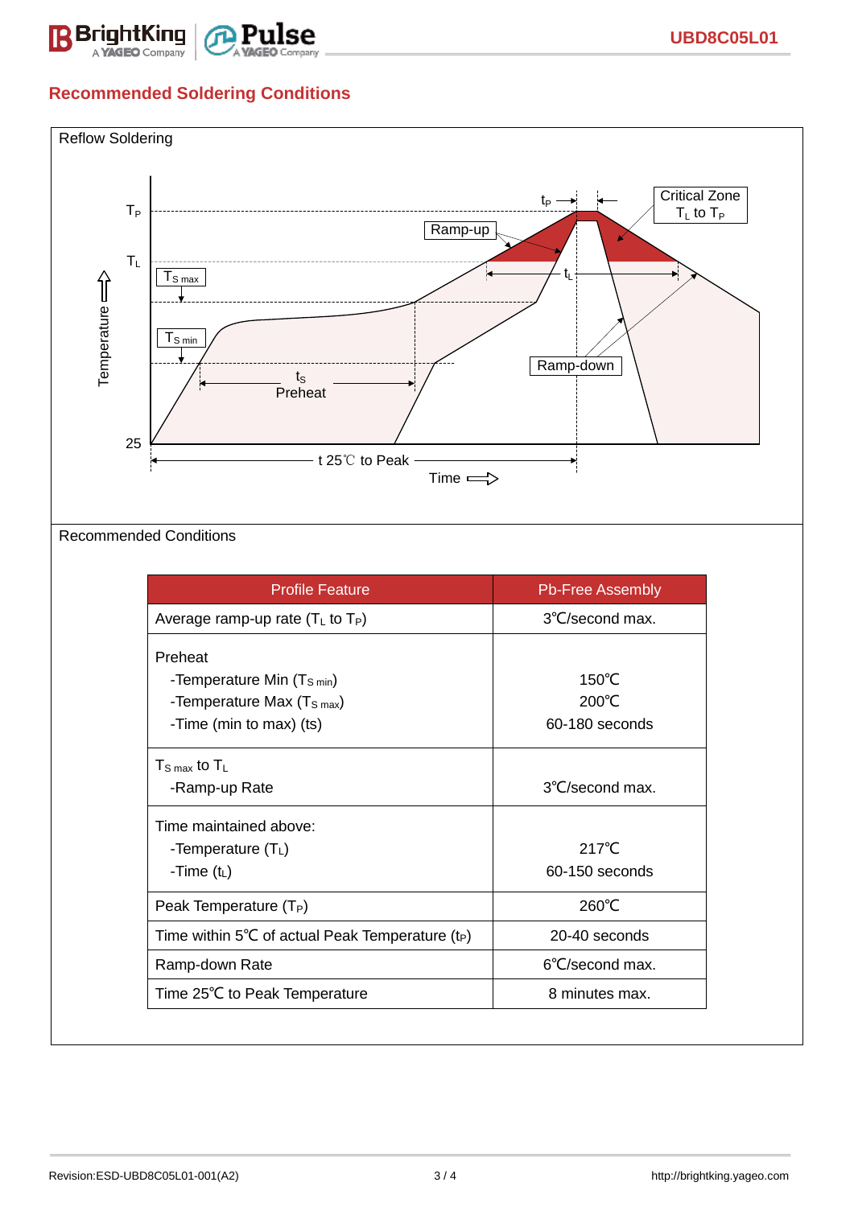## Recommended Soldering Conditions

Reflow Soldering

Recommended Conditions

| Profile Feature | Pb-Free Assembly |
|---|---|
| Average ramp-up rate ($T_L$ to $T_P$) | 3℃/second max. |
| Preheat<br>-Temperature Min ($T_{S\ min}$)<br>-Temperature Max ($T_{S\ max}$)<br>-Time (min to max) (ts) | 150℃<br>200℃<br>60-180 seconds |
| $T_{S\ max}$ to $T_L$<br>-Ramp-up Rate | 3℃/second max. |
| Time maintained above:<br>-Temperature ($T_L$)<br>-Time ($t_L$) | 217℃<br>60-150 seconds |
| Peak Temperature ($T_P$) | 260℃ |
| Time within 5℃ of actual Peak Temperature ($t_P$) | 20-40 seconds |
| Ramp-down Rate | 6℃/second max. |
| Time 25℃ to Peak Temperature | 8 minutes max. |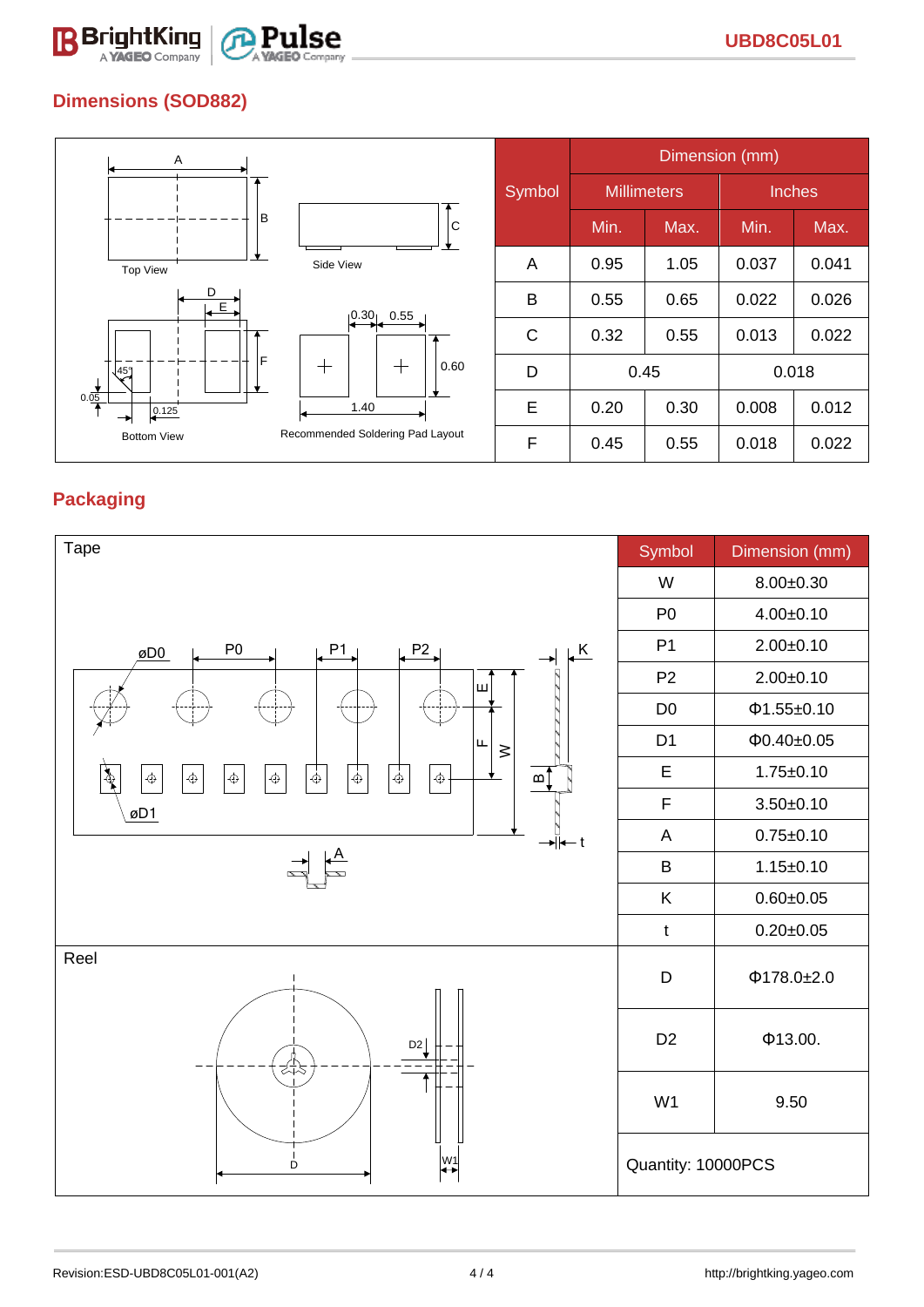## Dimensions (SOD882)

Top View

Side View

Bottom View

Recommended Soldering Pad Layout

A B C D E F 45° 0.05 0.125 0.30 0.55 0.60 1.40

| Symbol | Dimension (mm) | | | |
|---|---|---|---|---|
| | Millimeters | | Inches | |
| | Min. | Max. | Min. | Max. |
| A | 0.95 | 1.05 | 0.037 | 0.041 |
| B | 0.55 | 0.65 | 0.022 | 0.026 |
| C | 0.32 | 0.55 | 0.013 | 0.022 |
| D | 0.45 | | 0.018 | |
| E | 0.20 | 0.30 | 0.008 | 0.012 |
| F | 0.45 | 0.55 | 0.018 | 0.022 |

## Packaging

Tape

øD0 P0 P1 P2 K E F W B øD1 A t

| Symbol | Dimension (mm) |
|---|---|
| W | 8.00±0.30 |
| P0 | 4.00±0.10 |
| P1 | 2.00±0.10 |
| P2 | 2.00±0.10 |
| D0 | Φ1.55±0.10 |
| D1 | Φ0.40±0.05 |
| E | 1.75±0.10 |
| F | 3.50±0.10 |
| A | 0.75±0.10 |
| B | 1.15±0.10 |
| K | 0.60±0.05 |
| t | 0.20±0.05 |

Reel

D2 D W1

| Symbol | Dimension (mm) |
|---|---|
| D | Φ178.0±2.0 |
| D2 | Φ13.00. |
| W1 | 9.50 |

Quantity: 10000PCS

Revision:ESD-UBD8C05L01-001(A2)

http://brightking.yageo.com